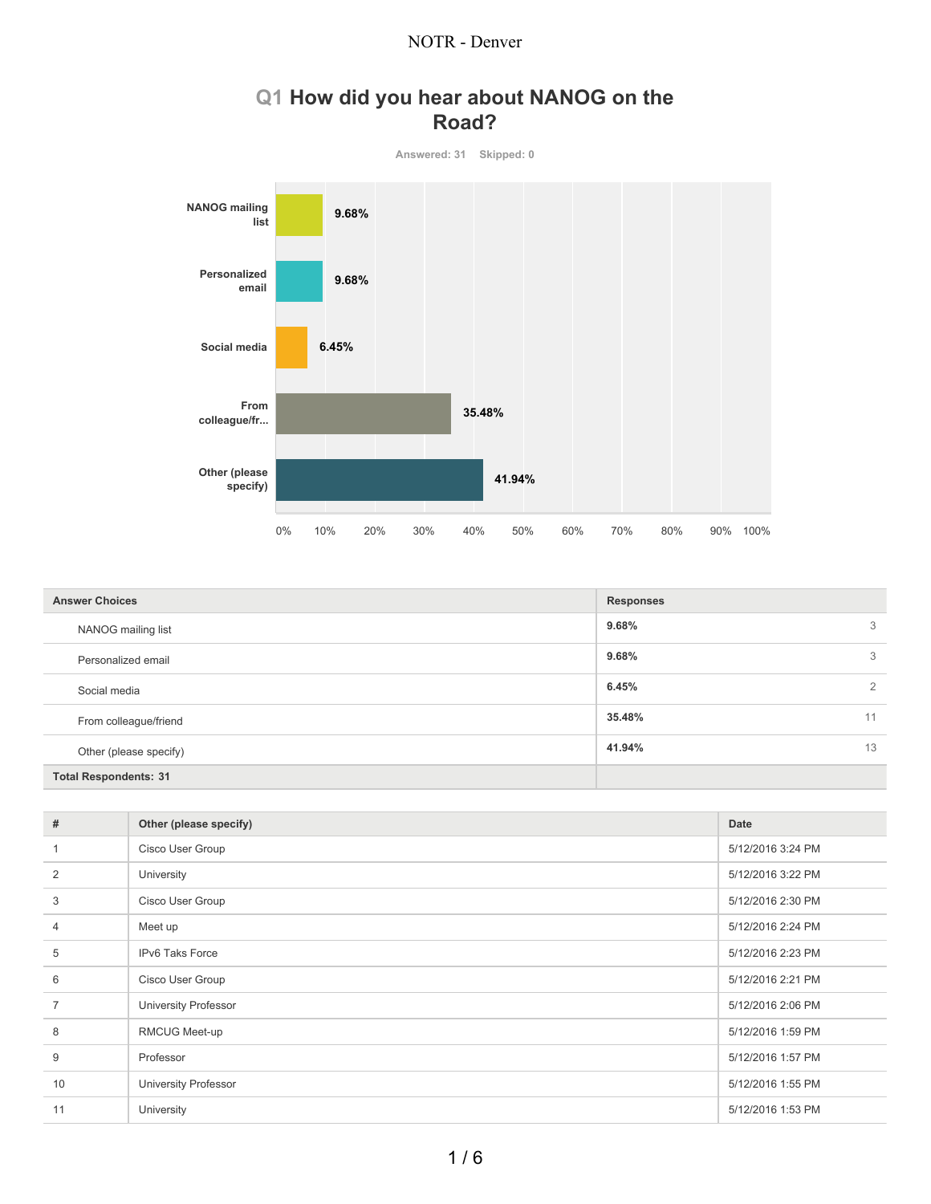# Q1 How did you hear about NANOG on the Road?

Answered: 31 Skipped: 0

| Answer Choices | Responses | |
|---|---|---|
| NANOG mailing list | 9.68% | 3 |
| Personalized email | 9.68% | 3 |
| Social media | 6.45% | 2 |
| From colleague/friend | 35.48% | 11 |
| Other (please specify) | 41.94% | 13 |
| **Total Respondents: 31** | | |

| # | Other (please specify) | Date |
|---|---|---|
| 1 | Cisco User Group | 5/12/2016 3:24 PM |
| 2 | University | 5/12/2016 3:22 PM |
| 3 | Cisco User Group | 5/12/2016 2:30 PM |
| 4 | Meet up | 5/12/2016 2:24 PM |
| 5 | IPv6 Taks Force | 5/12/2016 2:23 PM |
| 6 | Cisco User Group | 5/12/2016 2:21 PM |
| 7 | University Professor | 5/12/2016 2:06 PM |
| 8 | RMCUG Meet-up | 5/12/2016 1:59 PM |
| 9 | Professor | 5/12/2016 1:57 PM |
| 10 | University Professor | 5/12/2016 1:55 PM |
| 11 | University | 5/12/2016 1:53 PM |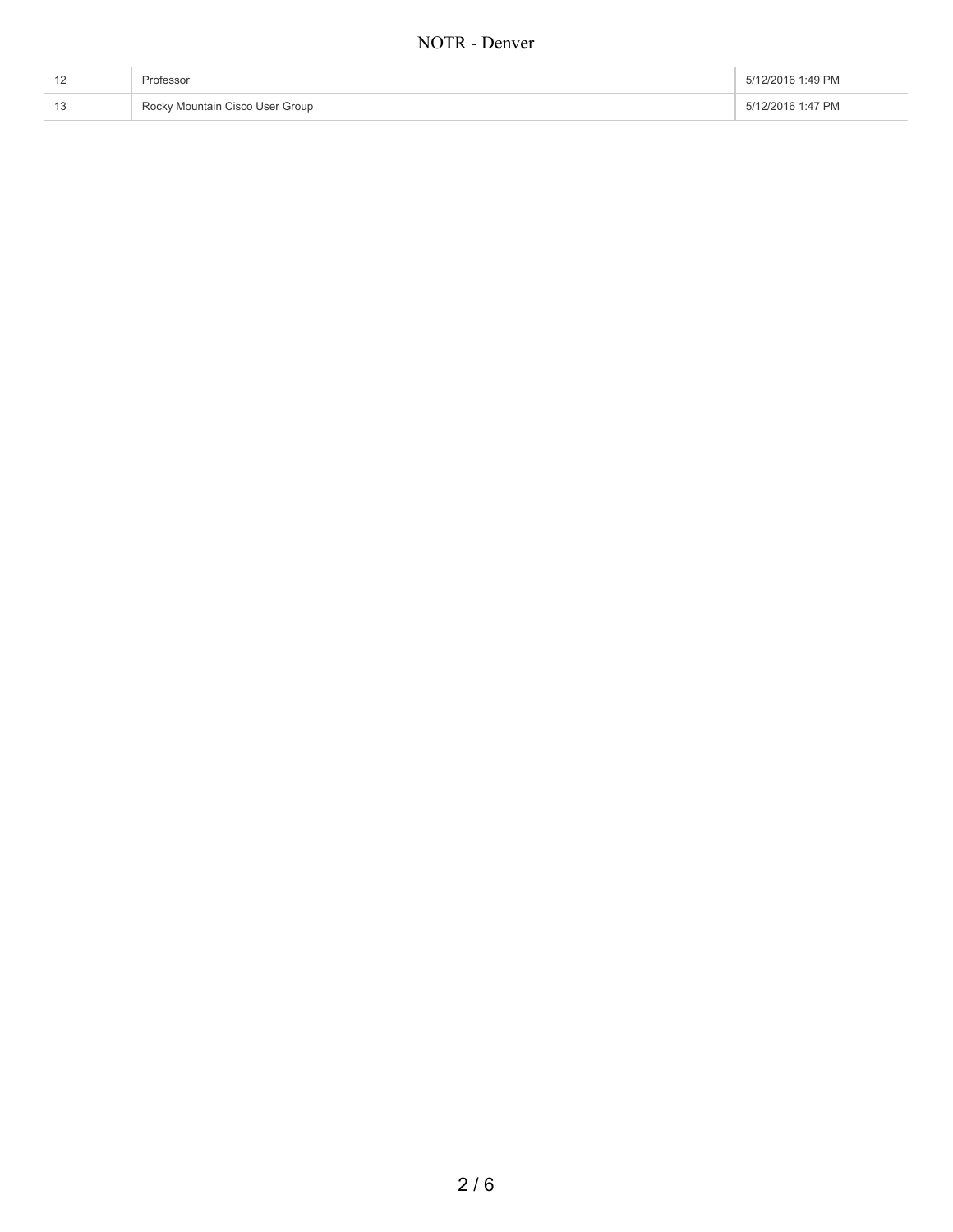| | | |
|---|---|---|
| 12 | Professor | 5/12/2016 1:49 PM |
| 13 | Rocky Mountain Cisco User Group | 5/12/2016 1:47 PM |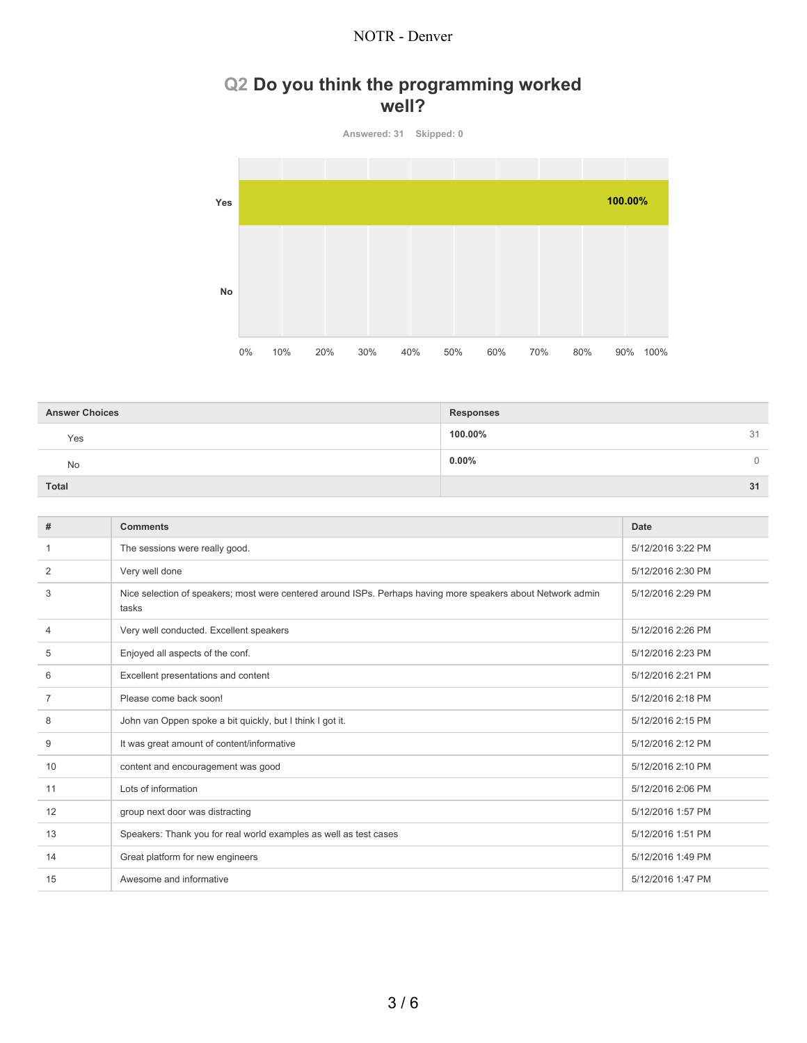## Q2 Do you think the programming worked well?

Answered: 31 Skipped: 0

| Answer Choices | Responses | |
|---|---|---|
| Yes | 100.00% | 31 |
| No | 0.00% | 0 |
| **Total** | | **31** |

| # | Comments | Date |
|---|---|---|
| 1 | The sessions were really good. | 5/12/2016 3:22 PM |
| 2 | Very well done | 5/12/2016 2:30 PM |
| 3 | Nice selection of speakers; most were centered around ISPs. Perhaps having more speakers about Network admin tasks | 5/12/2016 2:29 PM |
| 4 | Very well conducted. Excellent speakers | 5/12/2016 2:26 PM |
| 5 | Enjoyed all aspects of the conf. | 5/12/2016 2:23 PM |
| 6 | Excellent presentations and content | 5/12/2016 2:21 PM |
| 7 | Please come back soon! | 5/12/2016 2:18 PM |
| 8 | John van Oppen spoke a bit quickly, but I think I got it. | 5/12/2016 2:15 PM |
| 9 | It was great amount of content/informative | 5/12/2016 2:12 PM |
| 10 | content and encouragement was good | 5/12/2016 2:10 PM |
| 11 | Lots of information | 5/12/2016 2:06 PM |
| 12 | group next door was distracting | 5/12/2016 1:57 PM |
| 13 | Speakers: Thank you for real world examples as well as test cases | 5/12/2016 1:51 PM |
| 14 | Great platform for new engineers | 5/12/2016 1:49 PM |
| 15 | Awesome and informative | 5/12/2016 1:47 PM |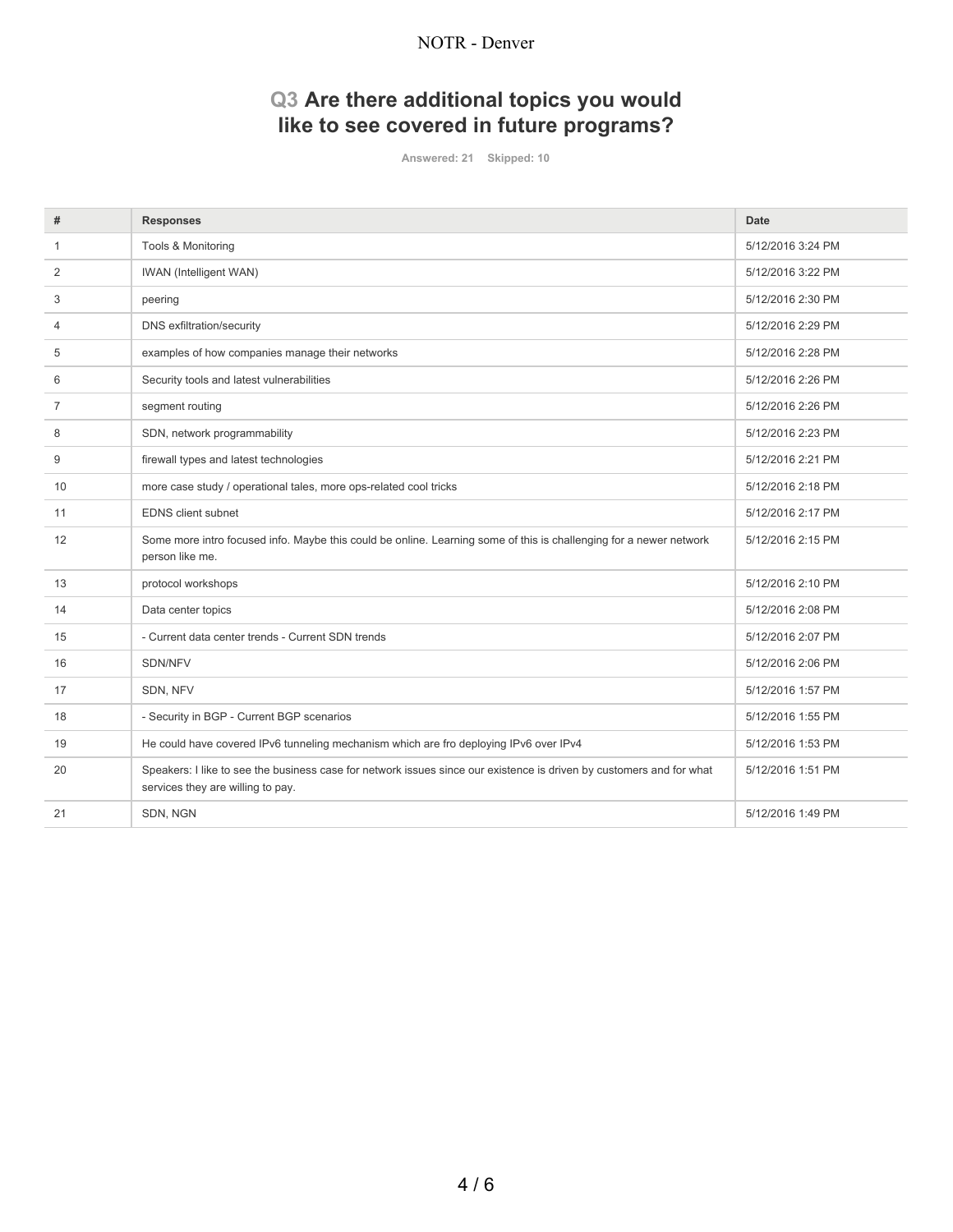## Q3 Are there additional topics you would like to see covered in future programs?

Answered: 21 Skipped: 10

| # | Responses | Date |
|---|---|---|
| 1 | Tools & Monitoring | 5/12/2016 3:24 PM |
| 2 | IWAN (Intelligent WAN) | 5/12/2016 3:22 PM |
| 3 | peering | 5/12/2016 2:30 PM |
| 4 | DNS exfiltration/security | 5/12/2016 2:29 PM |
| 5 | examples of how companies manage their networks | 5/12/2016 2:28 PM |
| 6 | Security tools and latest vulnerabilities | 5/12/2016 2:26 PM |
| 7 | segment routing | 5/12/2016 2:26 PM |
| 8 | SDN, network programmability | 5/12/2016 2:23 PM |
| 9 | firewall types and latest technologies | 5/12/2016 2:21 PM |
| 10 | more case study / operational tales, more ops-related cool tricks | 5/12/2016 2:18 PM |
| 11 | EDNS client subnet | 5/12/2016 2:17 PM |
| 12 | Some more intro focused info. Maybe this could be online. Learning some of this is challenging for a newer network person like me. | 5/12/2016 2:15 PM |
| 13 | protocol workshops | 5/12/2016 2:10 PM |
| 14 | Data center topics | 5/12/2016 2:08 PM |
| 15 | - Current data center trends - Current SDN trends | 5/12/2016 2:07 PM |
| 16 | SDN/NFV | 5/12/2016 2:06 PM |
| 17 | SDN, NFV | 5/12/2016 1:57 PM |
| 18 | - Security in BGP - Current BGP scenarios | 5/12/2016 1:55 PM |
| 19 | He could have covered IPv6 tunneling mechanism which are fro deploying IPv6 over IPv4 | 5/12/2016 1:53 PM |
| 20 | Speakers: I like to see the business case for network issues since our existence is driven by customers and for what services they are willing to pay. | 5/12/2016 1:51 PM |
| 21 | SDN, NGN | 5/12/2016 1:49 PM |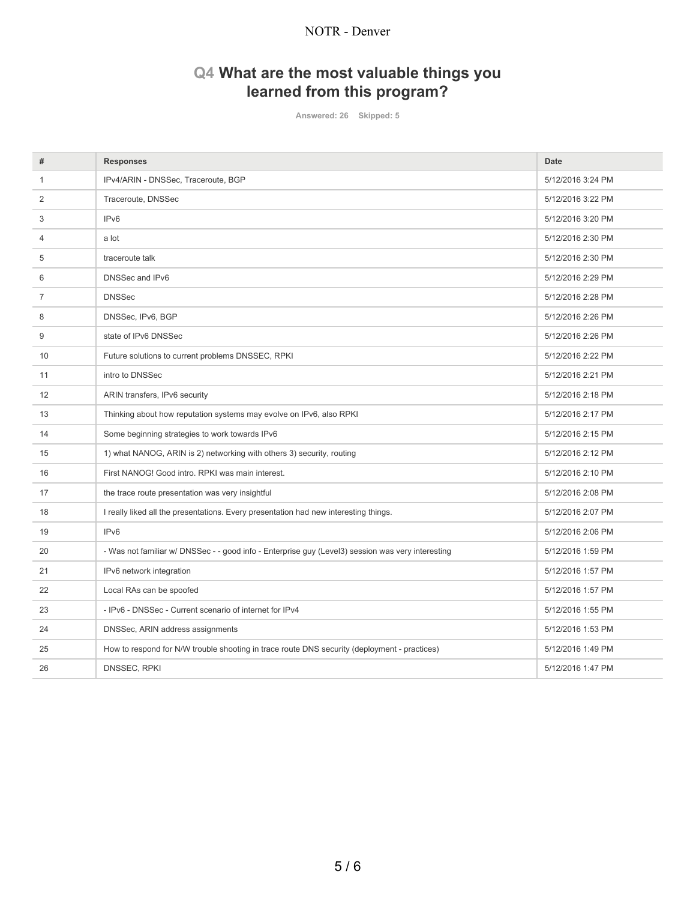## Q4 What are the most valuable things you learned from this program?

Answered: 26 Skipped: 5

| # | Responses | Date |
|---|---|---|
| 1 | IPv4/ARIN - DNSSec, Traceroute, BGP | 5/12/2016 3:24 PM |
| 2 | Traceroute, DNSSec | 5/12/2016 3:22 PM |
| 3 | IPv6 | 5/12/2016 3:20 PM |
| 4 | a lot | 5/12/2016 2:30 PM |
| 5 | traceroute talk | 5/12/2016 2:30 PM |
| 6 | DNSSec and IPv6 | 5/12/2016 2:29 PM |
| 7 | DNSSec | 5/12/2016 2:28 PM |
| 8 | DNSSec, IPv6, BGP | 5/12/2016 2:26 PM |
| 9 | state of IPv6 DNSSec | 5/12/2016 2:26 PM |
| 10 | Future solutions to current problems DNSSEC, RPKI | 5/12/2016 2:22 PM |
| 11 | intro to DNSSec | 5/12/2016 2:21 PM |
| 12 | ARIN transfers, IPv6 security | 5/12/2016 2:18 PM |
| 13 | Thinking about how reputation systems may evolve on IPv6, also RPKI | 5/12/2016 2:17 PM |
| 14 | Some beginning strategies to work towards IPv6 | 5/12/2016 2:15 PM |
| 15 | 1) what NANOG, ARIN is 2) networking with others 3) security, routing | 5/12/2016 2:12 PM |
| 16 | First NANOG! Good intro. RPKI was main interest. | 5/12/2016 2:10 PM |
| 17 | the trace route presentation was very insightful | 5/12/2016 2:08 PM |
| 18 | I really liked all the presentations. Every presentation had new interesting things. | 5/12/2016 2:07 PM |
| 19 | IPv6 | 5/12/2016 2:06 PM |
| 20 | - Was not familiar w/ DNSSec - - good info - Enterprise guy (Level3) session was very interesting | 5/12/2016 1:59 PM |
| 21 | IPv6 network integration | 5/12/2016 1:57 PM |
| 22 | Local RAs can be spoofed | 5/12/2016 1:57 PM |
| 23 | - IPv6 - DNSSec - Current scenario of internet for IPv4 | 5/12/2016 1:55 PM |
| 24 | DNSSec, ARIN address assignments | 5/12/2016 1:53 PM |
| 25 | How to respond for N/W trouble shooting in trace route DNS security (deployment - practices) | 5/12/2016 1:49 PM |
| 26 | DNSSEC, RPKI | 5/12/2016 1:47 PM |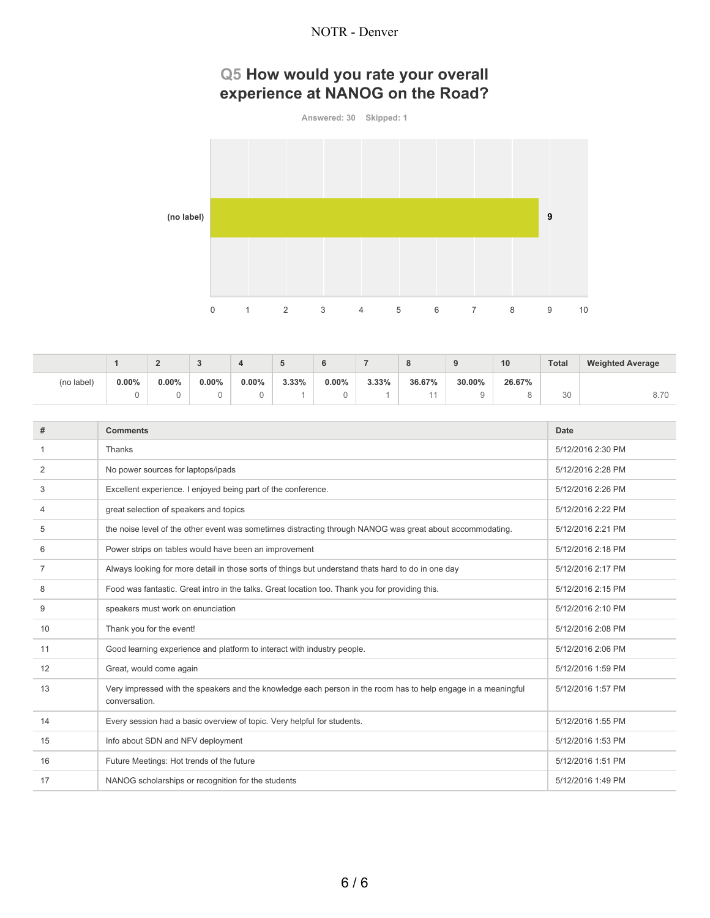## Q5 How would you rate your overall experience at NANOG on the Road?

Answered: 30 Skipped: 1

(no label)

9

0 1 2 3 4 5 6 7 8 9 10

| | 1 | 2 | 3 | 4 | 5 | 6 | 7 | 8 | 9 | 10 | Total | Weighted Average |
|---|---|---|---|---|---|---|---|---|---|---|---|---|
| (no label) | 0.00% 0 | 0.00% 0 | 0.00% 0 | 0.00% 0 | 3.33% 1 | 0.00% 0 | 3.33% 1 | 36.67% 11 | 30.00% 9 | 26.67% 8 | 30 | 8.70 |

| # | Comments | Date |
|---|---|---|
| 1 | Thanks | 5/12/2016 2:30 PM |
| 2 | No power sources for laptops/ipads | 5/12/2016 2:28 PM |
| 3 | Excellent experience. I enjoyed being part of the conference. | 5/12/2016 2:26 PM |
| 4 | great selection of speakers and topics | 5/12/2016 2:22 PM |
| 5 | the noise level of the other event was sometimes distracting through NANOG was great about accommodating. | 5/12/2016 2:21 PM |
| 6 | Power strips on tables would have been an improvement | 5/12/2016 2:18 PM |
| 7 | Always looking for more detail in those sorts of things but understand thats hard to do in one day | 5/12/2016 2:17 PM |
| 8 | Food was fantastic. Great intro in the talks. Great location too. Thank you for providing this. | 5/12/2016 2:15 PM |
| 9 | speakers must work on enunciation | 5/12/2016 2:10 PM |
| 10 | Thank you for the event! | 5/12/2016 2:08 PM |
| 11 | Good learning experience and platform to interact with industry people. | 5/12/2016 2:06 PM |
| 12 | Great, would come again | 5/12/2016 1:59 PM |
| 13 | Very impressed with the speakers and the knowledge each person in the room has to help engage in a meaningful conversation. | 5/12/2016 1:57 PM |
| 14 | Every session had a basic overview of topic. Very helpful for students. | 5/12/2016 1:55 PM |
| 15 | Info about SDN and NFV deployment | 5/12/2016 1:53 PM |
| 16 | Future Meetings: Hot trends of the future | 5/12/2016 1:51 PM |
| 17 | NANOG scholarships or recognition for the students | 5/12/2016 1:49 PM |